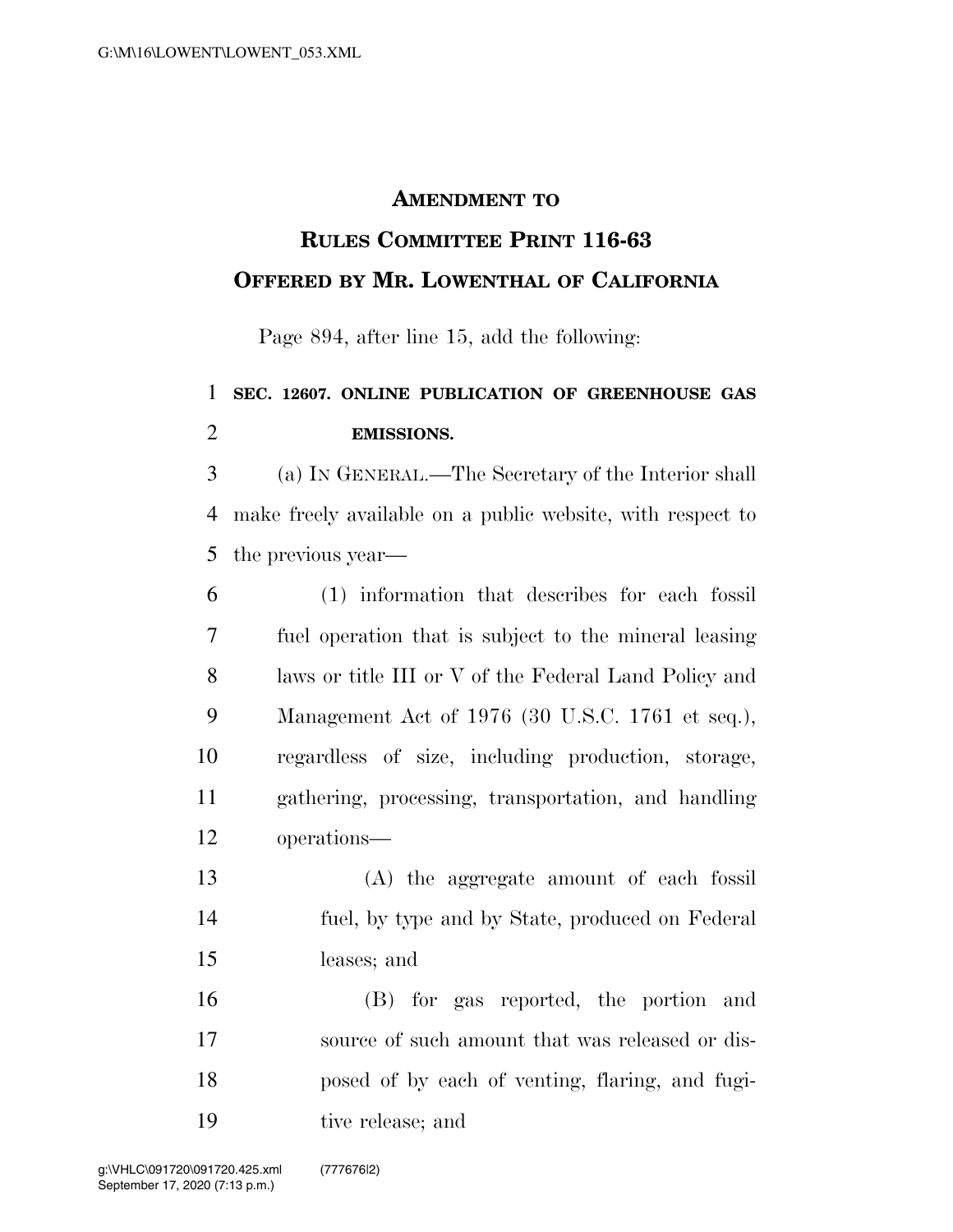# AMENDMENT TO RULES COMMITTEE PRINT 116-63

## OFFERED BY MR. LOWENTHAL OF CALIFORNIA

Page 894, after line 15, add the following:

**SEC. 12607. ONLINE PUBLICATION OF GREENHOUSE GAS EMISSIONS.**

(a) IN GENERAL.—The Secretary of the Interior shall make freely available on a public website, with respect to the previous year—

(1) information that describes for each fossil fuel operation that is subject to the mineral leasing laws or title III or V of the Federal Land Policy and Management Act of 1976 (30 U.S.C. 1761 et seq.), regardless of size, including production, storage, gathering, processing, transportation, and handling operations—

(A) the aggregate amount of each fossil fuel, by type and by State, produced on Federal leases; and

(B) for gas reported, the portion and source of such amount that was released or disposed of by each of venting, flaring, and fugitive release; and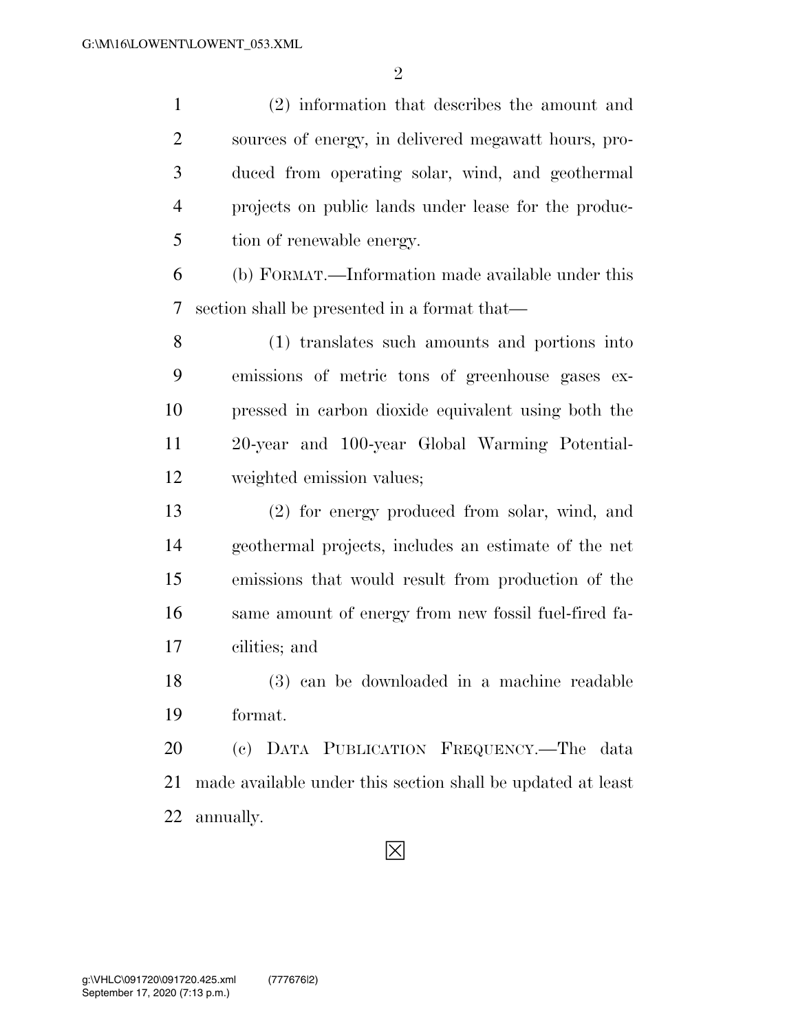(2) information that describes the amount and sources of energy, in delivered megawatt hours, produced from operating solar, wind, and geothermal projects on public lands under lease for the production of renewable energy.

(b) FORMAT.—Information made available under this section shall be presented in a format that—

(1) translates such amounts and portions into emissions of metric tons of greenhouse gases expressed in carbon dioxide equivalent using both the 20-year and 100-year Global Warming Potential-weighted emission values;

(2) for energy produced from solar, wind, and geothermal projects, includes an estimate of the net emissions that would result from production of the same amount of energy from new fossil fuel-fired facilities; and

(3) can be downloaded in a machine readable format.

(c) DATA PUBLICATION FREQUENCY.—The data made available under this section shall be updated at least annually.